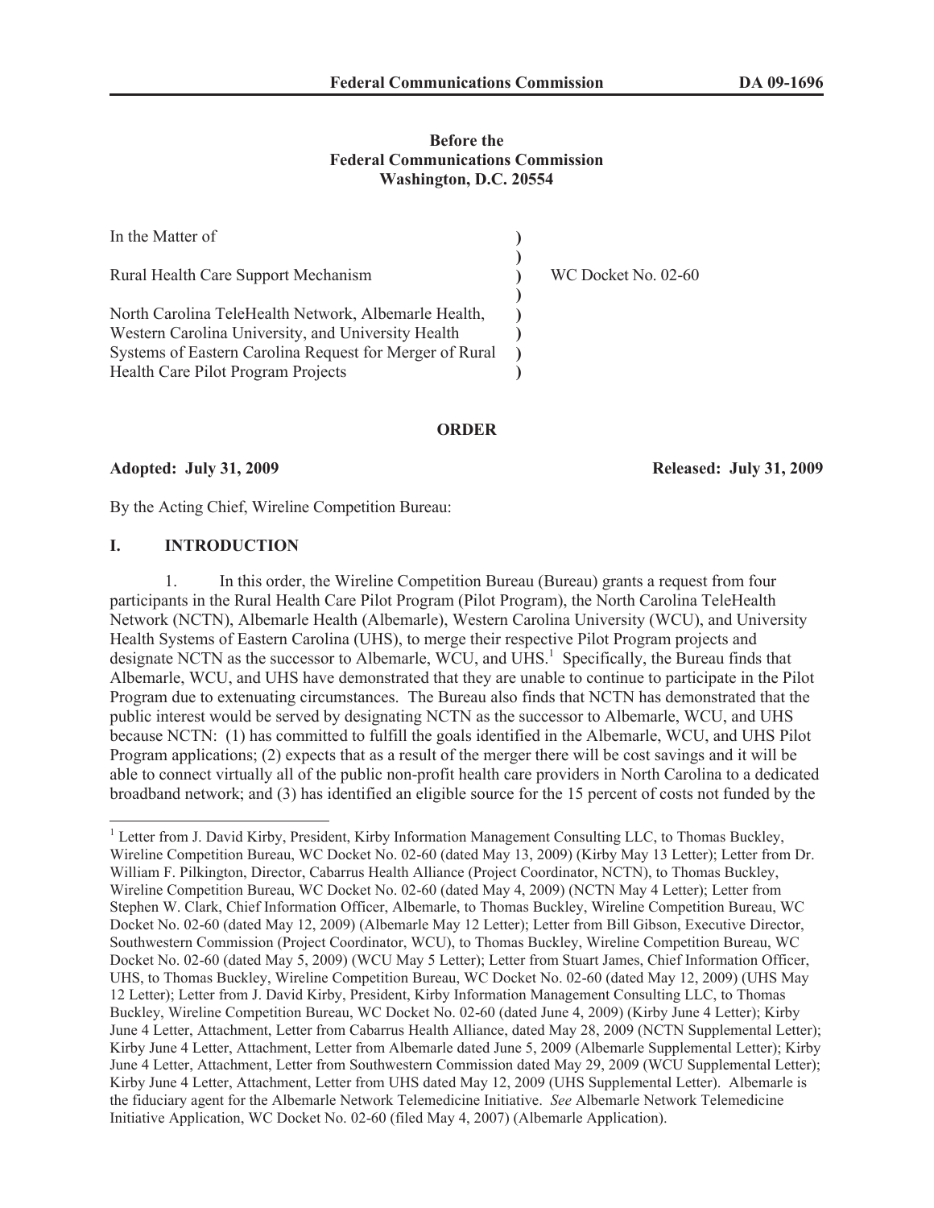**Before the**
**Federal Communications Commission**
**Washington, D.C. 20554**

| In the Matter of | ) | |
|---|---|---|
| | ) | |
| Rural Health Care Support Mechanism | ) | WC Docket No. 02-60 |
| | ) | |
| North Carolina TeleHealth Network, Albemarle Health, Western Carolina University, and University Health Systems of Eastern Carolina Request for Merger of Rural Health Care Pilot Program Projects | ) | |

**ORDER**

**Adopted: July 31, 2009** **Released: July 31, 2009**

By the Acting Chief, Wireline Competition Bureau:

## I. INTRODUCTION

1. In this order, the Wireline Competition Bureau (Bureau) grants a request from four participants in the Rural Health Care Pilot Program (Pilot Program), the North Carolina TeleHealth Network (NCTN), Albemarle Health (Albemarle), Western Carolina University (WCU), and University Health Systems of Eastern Carolina (UHS), to merge their respective Pilot Program projects and designate NCTN as the successor to Albemarle, WCU, and UHS.[1] Specifically, the Bureau finds that Albemarle, WCU, and UHS have demonstrated that they are unable to continue to participate in the Pilot Program due to extenuating circumstances. The Bureau also finds that NCTN has demonstrated that the public interest would be served by designating NCTN as the successor to Albemarle, WCU, and UHS because NCTN: (1) has committed to fulfill the goals identified in the Albemarle, WCU, and UHS Pilot Program applications; (2) expects that as a result of the merger there will be cost savings and it will be able to connect virtually all of the public non-profit health care providers in North Carolina to a dedicated broadband network; and (3) has identified an eligible source for the 15 percent of costs not funded by the

[1] Letter from J. David Kirby, President, Kirby Information Management Consulting LLC, to Thomas Buckley, Wireline Competition Bureau, WC Docket No. 02-60 (dated May 13, 2009) (Kirby May 13 Letter); Letter from Dr. William F. Pilkington, Director, Cabarrus Health Alliance (Project Coordinator, NCTN), to Thomas Buckley, Wireline Competition Bureau, WC Docket No. 02-60 (dated May 4, 2009) (NCTN May 4 Letter); Letter from Stephen W. Clark, Chief Information Officer, Albemarle, to Thomas Buckley, Wireline Competition Bureau, WC Docket No. 02-60 (dated May 12, 2009) (Albemarle May 12 Letter); Letter from Bill Gibson, Executive Director, Southwestern Commission (Project Coordinator, WCU), to Thomas Buckley, Wireline Competition Bureau, WC Docket No. 02-60 (dated May 5, 2009) (WCU May 5 Letter); Letter from Stuart James, Chief Information Officer, UHS, to Thomas Buckley, Wireline Competition Bureau, WC Docket No. 02-60 (dated May 12, 2009) (UHS May 12 Letter); Letter from J. David Kirby, President, Kirby Information Management Consulting LLC, to Thomas Buckley, Wireline Competition Bureau, WC Docket No. 02-60 (dated June 4, 2009) (Kirby June 4 Letter); Kirby June 4 Letter, Attachment, Letter from Cabarrus Health Alliance, dated May 28, 2009 (NCTN Supplemental Letter); Kirby June 4 Letter, Attachment, Letter from Albemarle dated June 5, 2009 (Albemarle Supplemental Letter); Kirby June 4 Letter, Attachment, Letter from Southwestern Commission dated May 29, 2009 (WCU Supplemental Letter); Kirby June 4 Letter, Attachment, Letter from UHS dated May 12, 2009 (UHS Supplemental Letter). Albemarle is the fiduciary agent for the Albemarle Network Telemedicine Initiative. *See* Albemarle Network Telemedicine Initiative Application, WC Docket No. 02-60 (filed May 4, 2007) (Albemarle Application).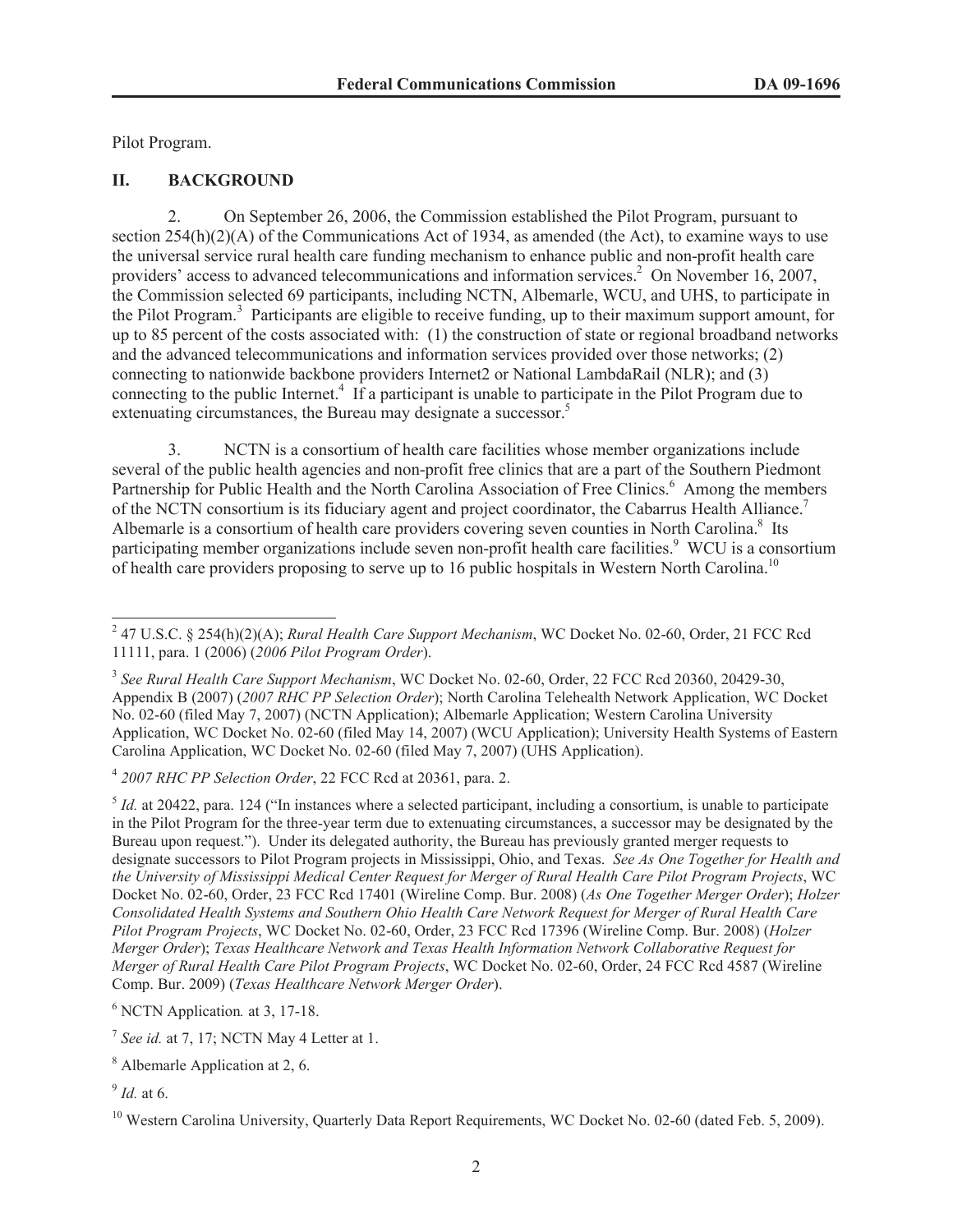Pilot Program.

## II. BACKGROUND

2. On September 26, 2006, the Commission established the Pilot Program, pursuant to section 254(h)(2)(A) of the Communications Act of 1934, as amended (the Act), to examine ways to use the universal service rural health care funding mechanism to enhance public and non-profit health care providers' access to advanced telecommunications and information services.[2] On November 16, 2007, the Commission selected 69 participants, including NCTN, Albemarle, WCU, and UHS, to participate in the Pilot Program.[3] Participants are eligible to receive funding, up to their maximum support amount, for up to 85 percent of the costs associated with: (1) the construction of state or regional broadband networks and the advanced telecommunications and information services provided over those networks; (2) connecting to nationwide backbone providers Internet2 or National LambdaRail (NLR); and (3) connecting to the public Internet.[4] If a participant is unable to participate in the Pilot Program due to extenuating circumstances, the Bureau may designate a successor.[5]

3. NCTN is a consortium of health care facilities whose member organizations include several of the public health agencies and non-profit free clinics that are a part of the Southern Piedmont Partnership for Public Health and the North Carolina Association of Free Clinics.[6] Among the members of the NCTN consortium is its fiduciary agent and project coordinator, the Cabarrus Health Alliance.[7] Albemarle is a consortium of health care providers covering seven counties in North Carolina.[8] Its participating member organizations include seven non-profit health care facilities.[9] WCU is a consortium of health care providers proposing to serve up to 16 public hospitals in Western North Carolina.[10]

---

[2] 47 U.S.C. § 254(h)(2)(A); *Rural Health Care Support Mechanism*, WC Docket No. 02-60, Order, 21 FCC Rcd 11111, para. 1 (2006) (*2006 Pilot Program Order*).

[3] *See Rural Health Care Support Mechanism*, WC Docket No. 02-60, Order, 22 FCC Rcd 20360, 20429-30, Appendix B (2007) (*2007 RHC PP Selection Order*); North Carolina Telehealth Network Application, WC Docket No. 02-60 (filed May 7, 2007) (NCTN Application); Albemarle Application; Western Carolina University Application, WC Docket No. 02-60 (filed May 14, 2007) (WCU Application); University Health Systems of Eastern Carolina Application, WC Docket No. 02-60 (filed May 7, 2007) (UHS Application).

[4] *2007 RHC PP Selection Order*, 22 FCC Rcd at 20361, para. 2.

[5] *Id.* at 20422, para. 124 ("In instances where a selected participant, including a consortium, is unable to participate in the Pilot Program for the three-year term due to extenuating circumstances, a successor may be designated by the Bureau upon request."). Under its delegated authority, the Bureau has previously granted merger requests to designate successors to Pilot Program projects in Mississippi, Ohio, and Texas. *See As One Together for Health and the University of Mississippi Medical Center Request for Merger of Rural Health Care Pilot Program Projects*, WC Docket No. 02-60, Order, 23 FCC Rcd 17401 (Wireline Comp. Bur. 2008) (*As One Together Merger Order*); *Holzer Consolidated Health Systems and Southern Ohio Health Care Network Request for Merger of Rural Health Care Pilot Program Projects*, WC Docket No. 02-60, Order, 23 FCC Rcd 17396 (Wireline Comp. Bur. 2008) (*Holzer Merger Order*); *Texas Healthcare Network and Texas Health Information Network Collaborative Request for Merger of Rural Health Care Pilot Program Projects*, WC Docket No. 02-60, Order, 24 FCC Rcd 4587 (Wireline Comp. Bur. 2009) (*Texas Healthcare Network Merger Order*).

[6] NCTN Application*.* at 3, 17-18.

[7] *See id.* at 7, 17; NCTN May 4 Letter at 1.

[8] Albemarle Application at 2, 6.

[9] *Id.* at 6.

[10] Western Carolina University, Quarterly Data Report Requirements, WC Docket No. 02-60 (dated Feb. 5, 2009).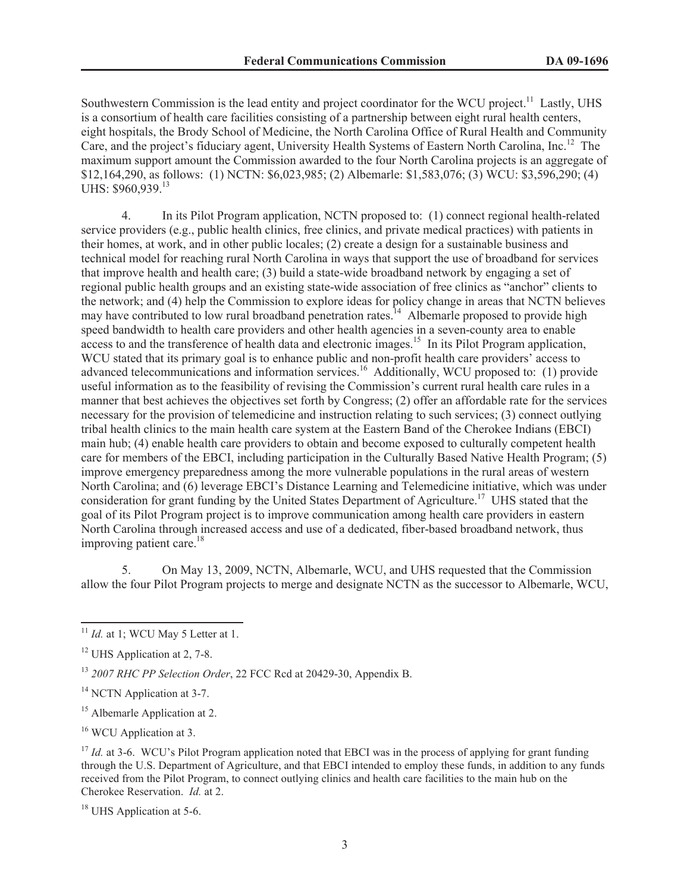Southwestern Commission is the lead entity and project coordinator for the WCU project.[11] Lastly, UHS is a consortium of health care facilities consisting of a partnership between eight rural health centers, eight hospitals, the Brody School of Medicine, the North Carolina Office of Rural Health and Community Care, and the project's fiduciary agent, University Health Systems of Eastern North Carolina, Inc.[12] The maximum support amount the Commission awarded to the four North Carolina projects is an aggregate of $12,164,290, as follows: (1) NCTN: $6,023,985; (2) Albemarle: $1,583,076; (3) WCU: $3,596,290; (4) UHS: $960,939.[13]

4. In its Pilot Program application, NCTN proposed to: (1) connect regional health-related service providers (e.g., public health clinics, free clinics, and private medical practices) with patients in their homes, at work, and in other public locales; (2) create a design for a sustainable business and technical model for reaching rural North Carolina in ways that support the use of broadband for services that improve health and health care; (3) build a state-wide broadband network by engaging a set of regional public health groups and an existing state-wide association of free clinics as "anchor" clients to the network; and (4) help the Commission to explore ideas for policy change in areas that NCTN believes may have contributed to low rural broadband penetration rates.[14] Albemarle proposed to provide high speed bandwidth to health care providers and other health agencies in a seven-county area to enable access to and the transference of health data and electronic images.[15] In its Pilot Program application, WCU stated that its primary goal is to enhance public and non-profit health care providers' access to advanced telecommunications and information services.[16] Additionally, WCU proposed to: (1) provide useful information as to the feasibility of revising the Commission's current rural health care rules in a manner that best achieves the objectives set forth by Congress; (2) offer an affordable rate for the services necessary for the provision of telemedicine and instruction relating to such services; (3) connect outlying tribal health clinics to the main health care system at the Eastern Band of the Cherokee Indians (EBCI) main hub; (4) enable health care providers to obtain and become exposed to culturally competent health care for members of the EBCI, including participation in the Culturally Based Native Health Program; (5) improve emergency preparedness among the more vulnerable populations in the rural areas of western North Carolina; and (6) leverage EBCI's Distance Learning and Telemedicine initiative, which was under consideration for grant funding by the United States Department of Agriculture.[17] UHS stated that the goal of its Pilot Program project is to improve communication among health care providers in eastern North Carolina through increased access and use of a dedicated, fiber-based broadband network, thus improving patient care.[18]

5. On May 13, 2009, NCTN, Albemarle, WCU, and UHS requested that the Commission allow the four Pilot Program projects to merge and designate NCTN as the successor to Albemarle, WCU,

---

[11] *Id.* at 1; WCU May 5 Letter at 1.

[12] UHS Application at 2, 7-8.

[13] *2007 RHC PP Selection Order*, 22 FCC Rcd at 20429-30, Appendix B.

[14] NCTN Application at 3-7.

[15] Albemarle Application at 2.

[16] WCU Application at 3.

[17] *Id.* at 3-6. WCU's Pilot Program application noted that EBCI was in the process of applying for grant funding through the U.S. Department of Agriculture, and that EBCI intended to employ these funds, in addition to any funds received from the Pilot Program, to connect outlying clinics and health care facilities to the main hub on the Cherokee Reservation. *Id.* at 2.

[18] UHS Application at 5-6.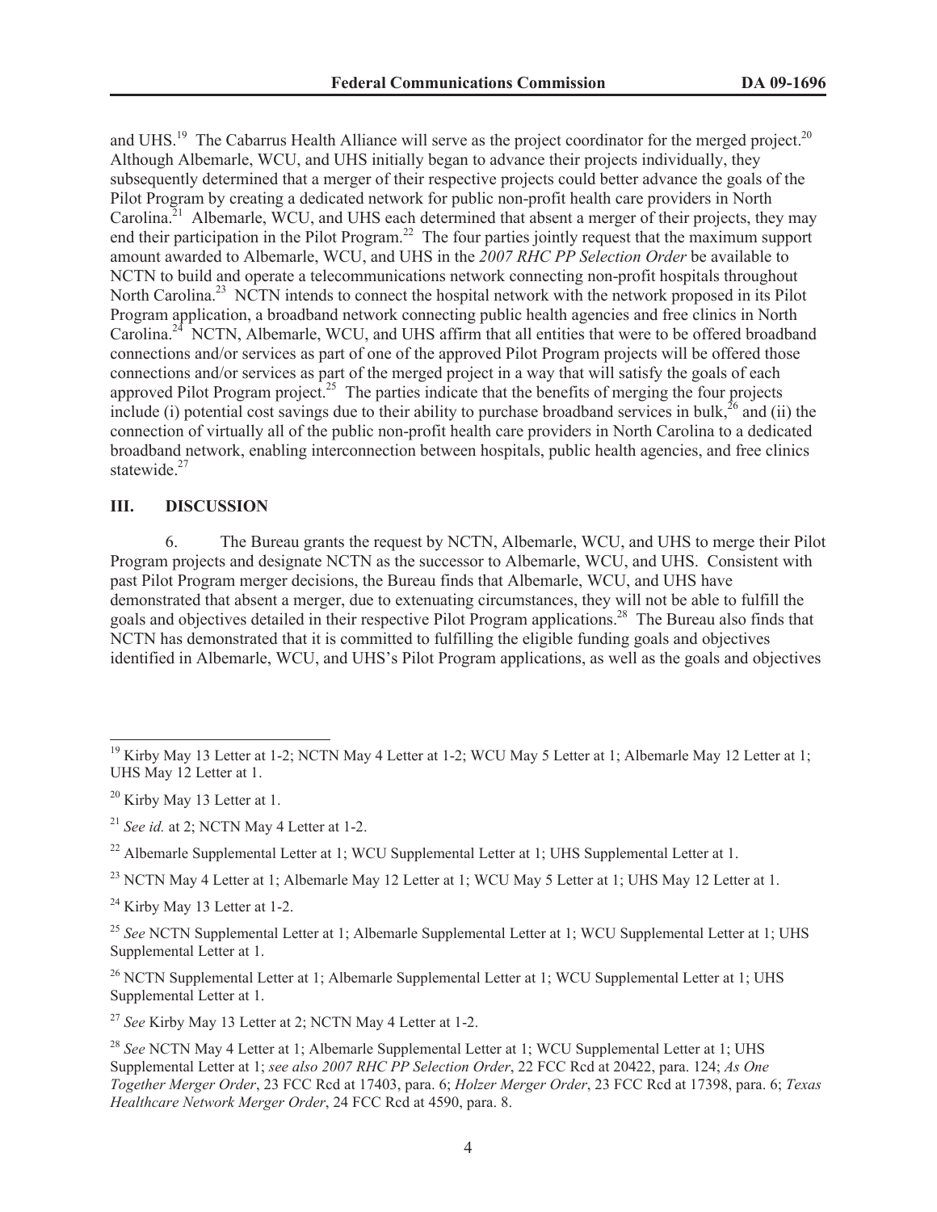and UHS.[19] The Cabarrus Health Alliance will serve as the project coordinator for the merged project.[20] Although Albemarle, WCU, and UHS initially began to advance their projects individually, they subsequently determined that a merger of their respective projects could better advance the goals of the Pilot Program by creating a dedicated network for public non-profit health care providers in North Carolina.[21] Albemarle, WCU, and UHS each determined that absent a merger of their projects, they may end their participation in the Pilot Program.[22] The four parties jointly request that the maximum support amount awarded to Albemarle, WCU, and UHS in the *2007 RHC PP Selection Order* be available to NCTN to build and operate a telecommunications network connecting non-profit hospitals throughout North Carolina.[23] NCTN intends to connect the hospital network with the network proposed in its Pilot Program application, a broadband network connecting public health agencies and free clinics in North Carolina.[24] NCTN, Albemarle, WCU, and UHS affirm that all entities that were to be offered broadband connections and/or services as part of one of the approved Pilot Program projects will be offered those connections and/or services as part of the merged project in a way that will satisfy the goals of each approved Pilot Program project.[25] The parties indicate that the benefits of merging the four projects include (i) potential cost savings due to their ability to purchase broadband services in bulk,[26] and (ii) the connection of virtually all of the public non-profit health care providers in North Carolina to a dedicated broadband network, enabling interconnection between hospitals, public health agencies, and free clinics statewide.[27]

## III. DISCUSSION

6. The Bureau grants the request by NCTN, Albemarle, WCU, and UHS to merge their Pilot Program projects and designate NCTN as the successor to Albemarle, WCU, and UHS. Consistent with past Pilot Program merger decisions, the Bureau finds that Albemarle, WCU, and UHS have demonstrated that absent a merger, due to extenuating circumstances, they will not be able to fulfill the goals and objectives detailed in their respective Pilot Program applications.[28] The Bureau also finds that NCTN has demonstrated that it is committed to fulfilling the eligible funding goals and objectives identified in Albemarle, WCU, and UHS's Pilot Program applications, as well as the goals and objectives

---

[19] Kirby May 13 Letter at 1-2; NCTN May 4 Letter at 1-2; WCU May 5 Letter at 1; Albemarle May 12 Letter at 1; UHS May 12 Letter at 1.

[20] Kirby May 13 Letter at 1.

[21] *See id.* at 2; NCTN May 4 Letter at 1-2.

[22] Albemarle Supplemental Letter at 1; WCU Supplemental Letter at 1; UHS Supplemental Letter at 1.

[23] NCTN May 4 Letter at 1; Albemarle May 12 Letter at 1; WCU May 5 Letter at 1; UHS May 12 Letter at 1.

[24] Kirby May 13 Letter at 1-2.

[25] *See* NCTN Supplemental Letter at 1; Albemarle Supplemental Letter at 1; WCU Supplemental Letter at 1; UHS Supplemental Letter at 1.

[26] NCTN Supplemental Letter at 1; Albemarle Supplemental Letter at 1; WCU Supplemental Letter at 1; UHS Supplemental Letter at 1.

[27] *See* Kirby May 13 Letter at 2; NCTN May 4 Letter at 1-2.

[28] *See* NCTN May 4 Letter at 1; Albemarle Supplemental Letter at 1; WCU Supplemental Letter at 1; UHS Supplemental Letter at 1; *see also 2007 RHC PP Selection Order*, 22 FCC Rcd at 20422, para. 124; *As One Together Merger Order*, 23 FCC Rcd at 17403, para. 6; *Holzer Merger Order*, 23 FCC Rcd at 17398, para. 6; *Texas Healthcare Network Merger Order*, 24 FCC Rcd at 4590, para. 8.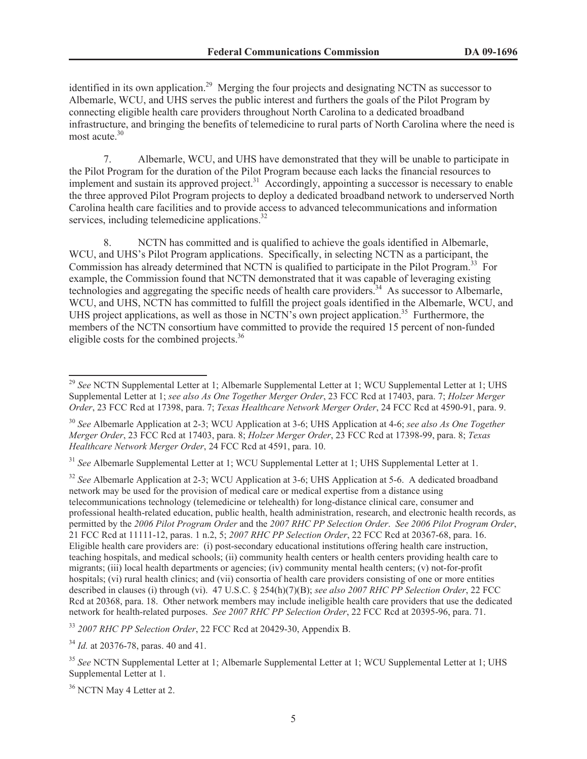identified in its own application.[29] Merging the four projects and designating NCTN as successor to Albemarle, WCU, and UHS serves the public interest and furthers the goals of the Pilot Program by connecting eligible health care providers throughout North Carolina to a dedicated broadband infrastructure, and bringing the benefits of telemedicine to rural parts of North Carolina where the need is most acute.[30]

7. Albemarle, WCU, and UHS have demonstrated that they will be unable to participate in the Pilot Program for the duration of the Pilot Program because each lacks the financial resources to implement and sustain its approved project.[31] Accordingly, appointing a successor is necessary to enable the three approved Pilot Program projects to deploy a dedicated broadband network to underserved North Carolina health care facilities and to provide access to advanced telecommunications and information services, including telemedicine applications.[32]

8. NCTN has committed and is qualified to achieve the goals identified in Albemarle, WCU, and UHS's Pilot Program applications. Specifically, in selecting NCTN as a participant, the Commission has already determined that NCTN is qualified to participate in the Pilot Program.[33] For example, the Commission found that NCTN demonstrated that it was capable of leveraging existing technologies and aggregating the specific needs of health care providers.[34] As successor to Albemarle, WCU, and UHS, NCTN has committed to fulfill the project goals identified in the Albemarle, WCU, and UHS project applications, as well as those in NCTN's own project application.[35] Furthermore, the members of the NCTN consortium have committed to provide the required 15 percent of non-funded eligible costs for the combined projects.[36]

---

[29] *See* NCTN Supplemental Letter at 1; Albemarle Supplemental Letter at 1; WCU Supplemental Letter at 1; UHS Supplemental Letter at 1; *see also As One Together Merger Order*, 23 FCC Rcd at 17403, para. 7; *Holzer Merger Order*, 23 FCC Rcd at 17398, para. 7; *Texas Healthcare Network Merger Order*, 24 FCC Rcd at 4590-91, para. 9.

[30] *See* Albemarle Application at 2-3; WCU Application at 3-6; UHS Application at 4-6; *see also As One Together Merger Order*, 23 FCC Rcd at 17403, para. 8; *Holzer Merger Order*, 23 FCC Rcd at 17398-99, para. 8; *Texas Healthcare Network Merger Order*, 24 FCC Rcd at 4591, para. 10.

[31] *See* Albemarle Supplemental Letter at 1; WCU Supplemental Letter at 1; UHS Supplemental Letter at 1.

[32] *See* Albemarle Application at 2-3; WCU Application at 3-6; UHS Application at 5-6. A dedicated broadband network may be used for the provision of medical care or medical expertise from a distance using telecommunications technology (telemedicine or telehealth) for long-distance clinical care, consumer and professional health-related education, public health, health administration, research, and electronic health records, as permitted by the *2006 Pilot Program Order* and the *2007 RHC PP Selection Order*. *See 2006 Pilot Program Order*, 21 FCC Rcd at 11111-12, paras. 1 n.2, 5; *2007 RHC PP Selection Order*, 22 FCC Rcd at 20367-68, para. 16. Eligible health care providers are: (i) post-secondary educational institutions offering health care instruction, teaching hospitals, and medical schools; (ii) community health centers or health centers providing health care to migrants; (iii) local health departments or agencies; (iv) community mental health centers; (v) not-for-profit hospitals; (vi) rural health clinics; and (vii) consortia of health care providers consisting of one or more entities described in clauses (i) through (vi). 47 U.S.C. § 254(h)(7)(B); *see also 2007 RHC PP Selection Order*, 22 FCC Rcd at 20368, para. 18. Other network members may include ineligible health care providers that use the dedicated network for health-related purposes. *See 2007 RHC PP Selection Order*, 22 FCC Rcd at 20395-96, para. 71.

[33] *2007 RHC PP Selection Order*, 22 FCC Rcd at 20429-30, Appendix B.

[34] *Id.* at 20376-78, paras. 40 and 41.

[35] *See* NCTN Supplemental Letter at 1; Albemarle Supplemental Letter at 1; WCU Supplemental Letter at 1; UHS Supplemental Letter at 1.

[36] NCTN May 4 Letter at 2.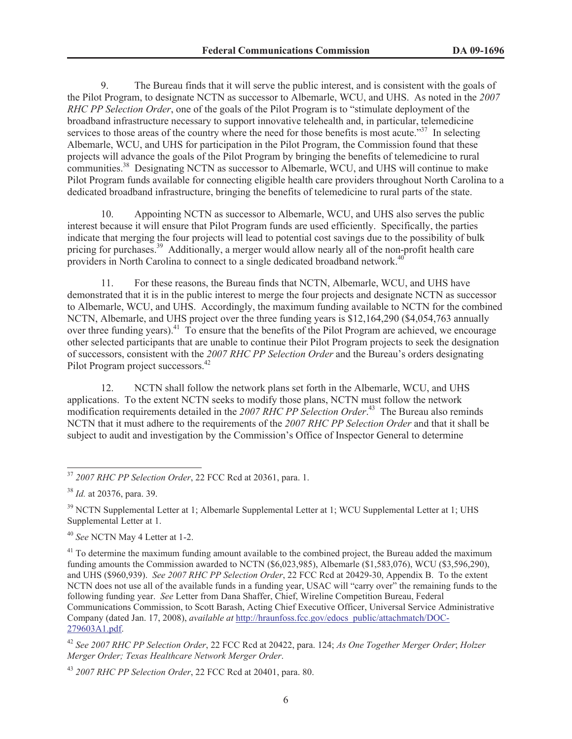9. The Bureau finds that it will serve the public interest, and is consistent with the goals of the Pilot Program, to designate NCTN as successor to Albemarle, WCU, and UHS. As noted in the *2007 RHC PP Selection Order*, one of the goals of the Pilot Program is to "stimulate deployment of the broadband infrastructure necessary to support innovative telehealth and, in particular, telemedicine services to those areas of the country where the need for those benefits is most acute."[37] In selecting Albemarle, WCU, and UHS for participation in the Pilot Program, the Commission found that these projects will advance the goals of the Pilot Program by bringing the benefits of telemedicine to rural communities.[38] Designating NCTN as successor to Albemarle, WCU, and UHS will continue to make Pilot Program funds available for connecting eligible health care providers throughout North Carolina to a dedicated broadband infrastructure, bringing the benefits of telemedicine to rural parts of the state.

10. Appointing NCTN as successor to Albemarle, WCU, and UHS also serves the public interest because it will ensure that Pilot Program funds are used efficiently. Specifically, the parties indicate that merging the four projects will lead to potential cost savings due to the possibility of bulk pricing for purchases.[39] Additionally, a merger would allow nearly all of the non-profit health care providers in North Carolina to connect to a single dedicated broadband network.[40]

11. For these reasons, the Bureau finds that NCTN, Albemarle, WCU, and UHS have demonstrated that it is in the public interest to merge the four projects and designate NCTN as successor to Albemarle, WCU, and UHS. Accordingly, the maximum funding available to NCTN for the combined NCTN, Albemarle, and UHS project over the three funding years is $12,164,290 ($4,054,763 annually over three funding years).[41] To ensure that the benefits of the Pilot Program are achieved, we encourage other selected participants that are unable to continue their Pilot Program projects to seek the designation of successors, consistent with the *2007 RHC PP Selection Order* and the Bureau's orders designating Pilot Program project successors.[42]

12. NCTN shall follow the network plans set forth in the Albemarle, WCU, and UHS applications. To the extent NCTN seeks to modify those plans, NCTN must follow the network modification requirements detailed in the *2007 RHC PP Selection Order*.[43] The Bureau also reminds NCTN that it must adhere to the requirements of the *2007 RHC PP Selection Order* and that it shall be subject to audit and investigation by the Commission's Office of Inspector General to determine

---

[37] *2007 RHC PP Selection Order*, 22 FCC Rcd at 20361, para. 1.

[38] *Id.* at 20376, para. 39.

[39] NCTN Supplemental Letter at 1; Albemarle Supplemental Letter at 1; WCU Supplemental Letter at 1; UHS Supplemental Letter at 1.

[40] *See* NCTN May 4 Letter at 1-2.

[41] To determine the maximum funding amount available to the combined project, the Bureau added the maximum funding amounts the Commission awarded to NCTN ($6,023,985), Albemarle ($1,583,076), WCU ($3,596,290), and UHS ($960,939). *See 2007 RHC PP Selection Order*, 22 FCC Rcd at 20429-30, Appendix B. To the extent NCTN does not use all of the available funds in a funding year, USAC will "carry over" the remaining funds to the following funding year. *See* Letter from Dana Shaffer, Chief, Wireline Competition Bureau, Federal Communications Commission, to Scott Barash, Acting Chief Executive Officer, Universal Service Administrative Company (dated Jan. 17, 2008), *available at* http://hraunfoss.fcc.gov/edocs_public/attachmatch/DOC-279603A1.pdf.

[42] *See 2007 RHC PP Selection Order*, 22 FCC Rcd at 20422, para. 124; *As One Together Merger Order*; *Holzer Merger Order; Texas Healthcare Network Merger Order*.

[43] *2007 RHC PP Selection Order*, 22 FCC Rcd at 20401, para. 80.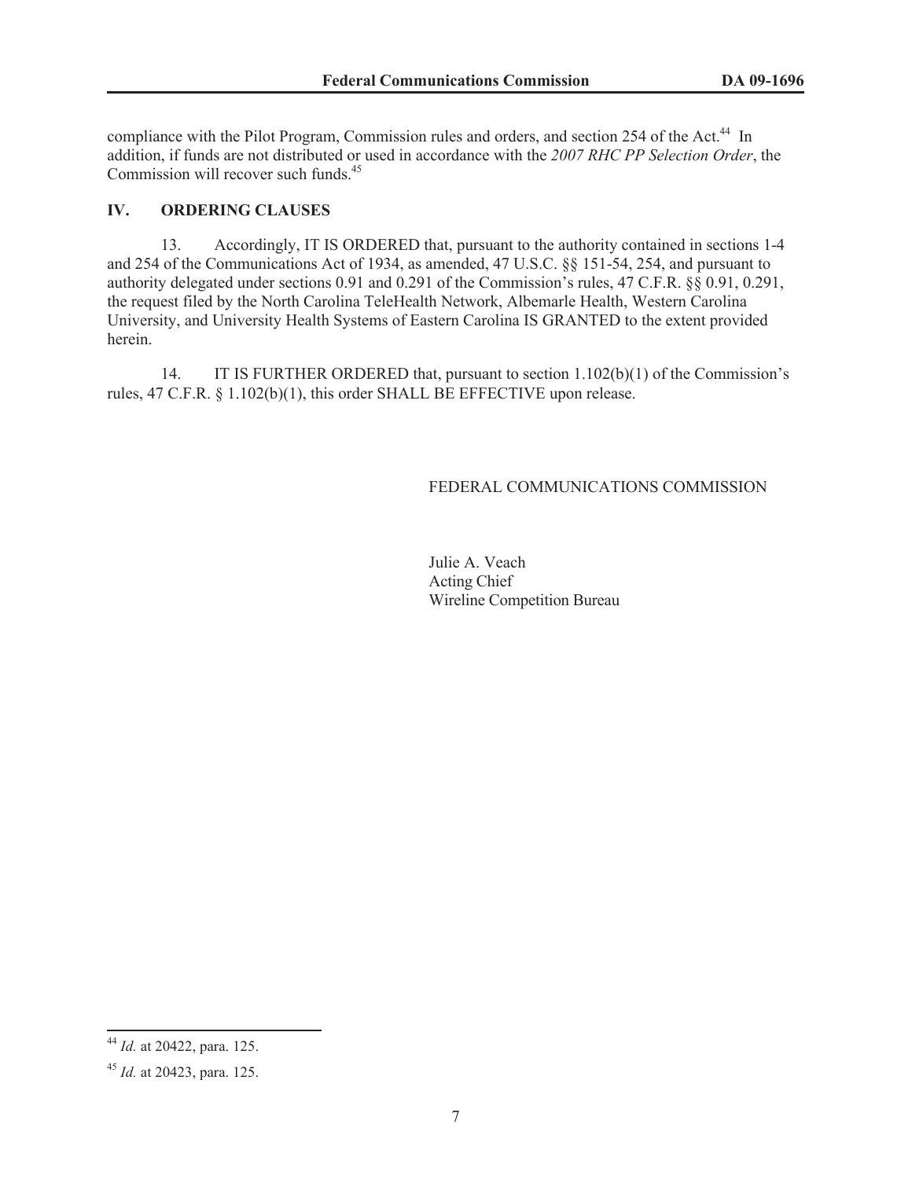compliance with the Pilot Program, Commission rules and orders, and section 254 of the Act.[44] In addition, if funds are not distributed or used in accordance with the *2007 RHC PP Selection Order*, the Commission will recover such funds.[45]

## IV. ORDERING CLAUSES

13. Accordingly, IT IS ORDERED that, pursuant to the authority contained in sections 1-4 and 254 of the Communications Act of 1934, as amended, 47 U.S.C. §§ 151-54, 254, and pursuant to authority delegated under sections 0.91 and 0.291 of the Commission's rules, 47 C.F.R. §§ 0.91, 0.291, the request filed by the North Carolina TeleHealth Network, Albemarle Health, Western Carolina University, and University Health Systems of Eastern Carolina IS GRANTED to the extent provided herein.

14. IT IS FURTHER ORDERED that, pursuant to section 1.102(b)(1) of the Commission's rules, 47 C.F.R. § 1.102(b)(1), this order SHALL BE EFFECTIVE upon release.

FEDERAL COMMUNICATIONS COMMISSION

Julie A. Veach
Acting Chief
Wireline Competition Bureau

---

[44] *Id.* at 20422, para. 125.

[45] *Id.* at 20423, para. 125.